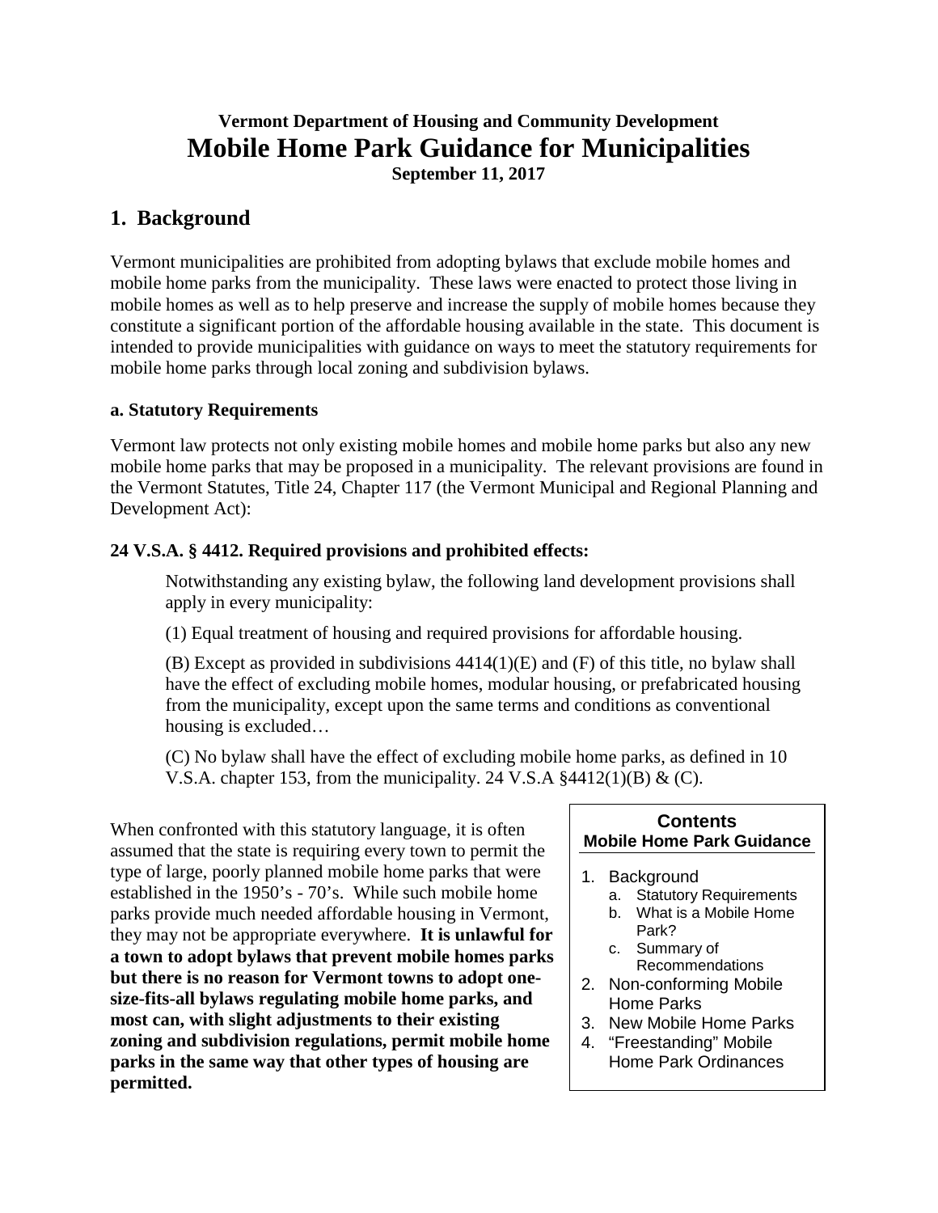**Vermont Department of Housing and Community Development**

# Mobile Home Park Guidance for Municipalities

**September 11, 2017**

## 1. Background

Vermont municipalities are prohibited from adopting bylaws that exclude mobile homes and mobile home parks from the municipality. These laws were enacted to protect those living in mobile homes as well as to help preserve and increase the supply of mobile homes because they constitute a significant portion of the affordable housing available in the state. This document is intended to provide municipalities with guidance on ways to meet the statutory requirements for mobile home parks through local zoning and subdivision bylaws.

### a. Statutory Requirements

Vermont law protects not only existing mobile homes and mobile home parks but also any new mobile home parks that may be proposed in a municipality. The relevant provisions are found in the Vermont Statutes, Title 24, Chapter 117 (the Vermont Municipal and Regional Planning and Development Act):

**24 V.S.A. § 4412. Required provisions and prohibited effects:**

> Notwithstanding any existing bylaw, the following land development provisions shall apply in every municipality:
>
> (1) Equal treatment of housing and required provisions for affordable housing.
>
> (B) Except as provided in subdivisions 4414(1)(E) and (F) of this title, no bylaw shall have the effect of excluding mobile homes, modular housing, or prefabricated housing from the municipality, except upon the same terms and conditions as conventional housing is excluded…
>
> (C) No bylaw shall have the effect of excluding mobile home parks, as defined in 10 V.S.A. chapter 153, from the municipality. 24 V.S.A §4412(1)(B) & (C).

When confronted with this statutory language, it is often assumed that the state is requiring every town to permit the type of large, poorly planned mobile home parks that were established in the 1950's - 70's. While such mobile home parks provide much needed affordable housing in Vermont, they may not be appropriate everywhere. **It is unlawful for a town to adopt bylaws that prevent mobile homes parks but there is no reason for Vermont towns to adopt one-size-fits-all bylaws regulating mobile home parks, and most can, with slight adjustments to their existing zoning and subdivision regulations, permit mobile home parks in the same way that other types of housing are permitted.**

**Contents**
**Mobile Home Park Guidance**

1. Background
   a. Statutory Requirements
   b. What is a Mobile Home Park?
   c. Summary of Recommendations
2. Non-conforming Mobile Home Parks
3. New Mobile Home Parks
4. "Freestanding" Mobile Home Park Ordinances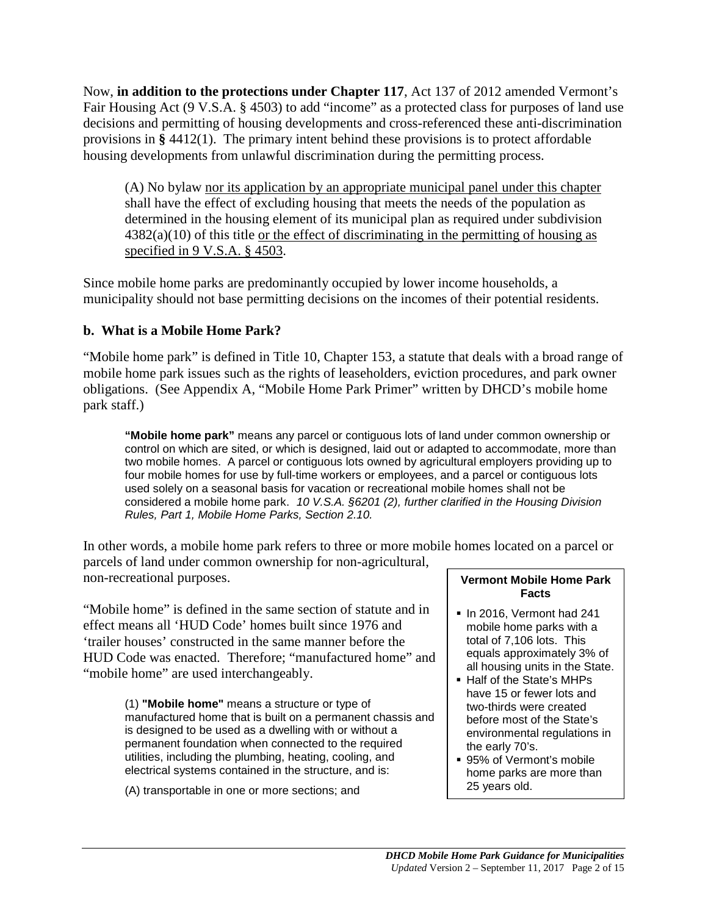Now, **in addition to the protections under Chapter 117**, Act 137 of 2012 amended Vermont's Fair Housing Act (9 V.S.A. § 4503) to add "income" as a protected class for purposes of land use decisions and permitting of housing developments and cross-referenced these anti-discrimination provisions in **§** 4412(1). The primary intent behind these provisions is to protect affordable housing developments from unlawful discrimination during the permitting process.

> (A) No bylaw <u>nor its application by an appropriate municipal panel under this chapter</u> shall have the effect of excluding housing that meets the needs of the population as determined in the housing element of its municipal plan as required under subdivision 4382(a)(10) of this title <u>or the effect of discriminating in the permitting of housing as specified in 9 V.S.A. § 4503</u>.

Since mobile home parks are predominantly occupied by lower income households, a municipality should not base permitting decisions on the incomes of their potential residents.

### b. What is a Mobile Home Park?

"Mobile home park" is defined in Title 10, Chapter 153, a statute that deals with a broad range of mobile home park issues such as the rights of leaseholders, eviction procedures, and park owner obligations. (See Appendix A, "Mobile Home Park Primer" written by DHCD's mobile home park staff.)

> **"Mobile home park"** means any parcel or contiguous lots of land under common ownership or control on which are sited, or which is designed, laid out or adapted to accommodate, more than two mobile homes. A parcel or contiguous lots owned by agricultural employers providing up to four mobile homes for use by full-time workers or employees, and a parcel or contiguous lots used solely on a seasonal basis for vacation or recreational mobile homes shall not be considered a mobile home park. *10 V.S.A. §6201 (2), further clarified in the Housing Division Rules, Part 1, Mobile Home Parks, Section 2.10.*

In other words, a mobile home park refers to three or more mobile homes located on a parcel or parcels of land under common ownership for non-agricultural, non-recreational purposes.

"Mobile home" is defined in the same section of statute and in effect means all 'HUD Code' homes built since 1976 and 'trailer houses' constructed in the same manner before the HUD Code was enacted. Therefore; "manufactured home" and "mobile home" are used interchangeably.

> (1) **"Mobile home"** means a structure or type of manufactured home that is built on a permanent chassis and is designed to be used as a dwelling with or without a permanent foundation when connected to the required utilities, including the plumbing, heating, cooling, and electrical systems contained in the structure, and is:
>
> (A) transportable in one or more sections; and

**Vermont Mobile Home Park Facts**

- In 2016, Vermont had 241 mobile home parks with a total of 7,106 lots. This equals approximately 3% of all housing units in the State.
- Half of the State's MHPs have 15 or fewer lots and two-thirds were created before most of the State's environmental regulations in the early 70's.
- 95% of Vermont's mobile home parks are more than 25 years old.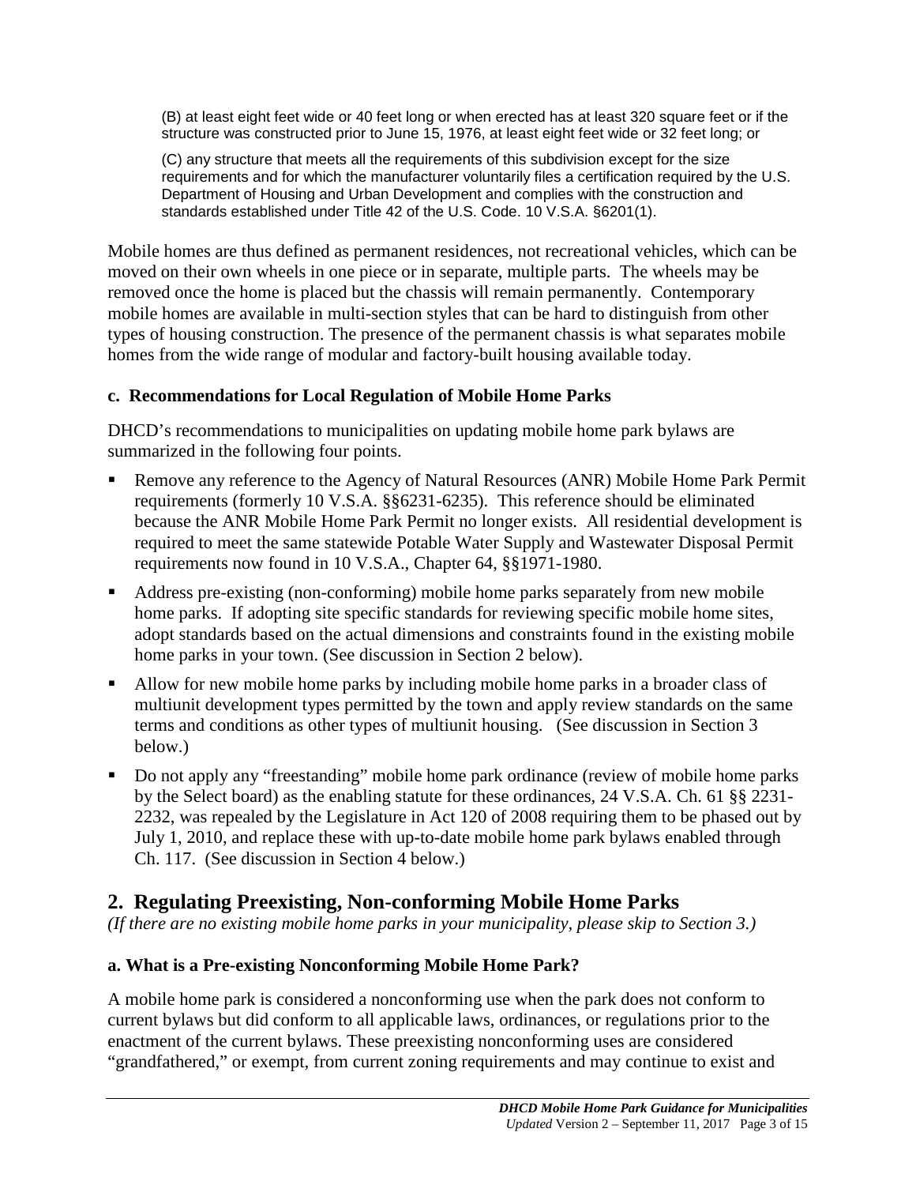(B) at least eight feet wide or 40 feet long or when erected has at least 320 square feet or if the structure was constructed prior to June 15, 1976, at least eight feet wide or 32 feet long; or

(C) any structure that meets all the requirements of this subdivision except for the size requirements and for which the manufacturer voluntarily files a certification required by the U.S. Department of Housing and Urban Development and complies with the construction and standards established under Title 42 of the U.S. Code. 10 V.S.A. §6201(1).

Mobile homes are thus defined as permanent residences, not recreational vehicles, which can be moved on their own wheels in one piece or in separate, multiple parts. The wheels may be removed once the home is placed but the chassis will remain permanently. Contemporary mobile homes are available in multi-section styles that can be hard to distinguish from other types of housing construction. The presence of the permanent chassis is what separates mobile homes from the wide range of modular and factory-built housing available today.

### c. Recommendations for Local Regulation of Mobile Home Parks

DHCD's recommendations to municipalities on updating mobile home park bylaws are summarized in the following four points.

- Remove any reference to the Agency of Natural Resources (ANR) Mobile Home Park Permit requirements (formerly 10 V.S.A. §§6231-6235). This reference should be eliminated because the ANR Mobile Home Park Permit no longer exists. All residential development is required to meet the same statewide Potable Water Supply and Wastewater Disposal Permit requirements now found in 10 V.S.A., Chapter 64, §§1971-1980.
- Address pre-existing (non-conforming) mobile home parks separately from new mobile home parks. If adopting site specific standards for reviewing specific mobile home sites, adopt standards based on the actual dimensions and constraints found in the existing mobile home parks in your town. (See discussion in Section 2 below).
- Allow for new mobile home parks by including mobile home parks in a broader class of multiunit development types permitted by the town and apply review standards on the same terms and conditions as other types of multiunit housing. (See discussion in Section 3 below.)
- Do not apply any "freestanding" mobile home park ordinance (review of mobile home parks by the Select board) as the enabling statute for these ordinances, 24 V.S.A. Ch. 61 §§ 2231-2232, was repealed by the Legislature in Act 120 of 2008 requiring them to be phased out by July 1, 2010, and replace these with up-to-date mobile home park bylaws enabled through Ch. 117. (See discussion in Section 4 below.)

## 2. Regulating Preexisting, Non-conforming Mobile Home Parks

*(If there are no existing mobile home parks in your municipality, please skip to Section 3.)*

### a. What is a Pre-existing Nonconforming Mobile Home Park?

A mobile home park is considered a nonconforming use when the park does not conform to current bylaws but did conform to all applicable laws, ordinances, or regulations prior to the enactment of the current bylaws. These preexisting nonconforming uses are considered "grandfathered," or exempt, from current zoning requirements and may continue to exist and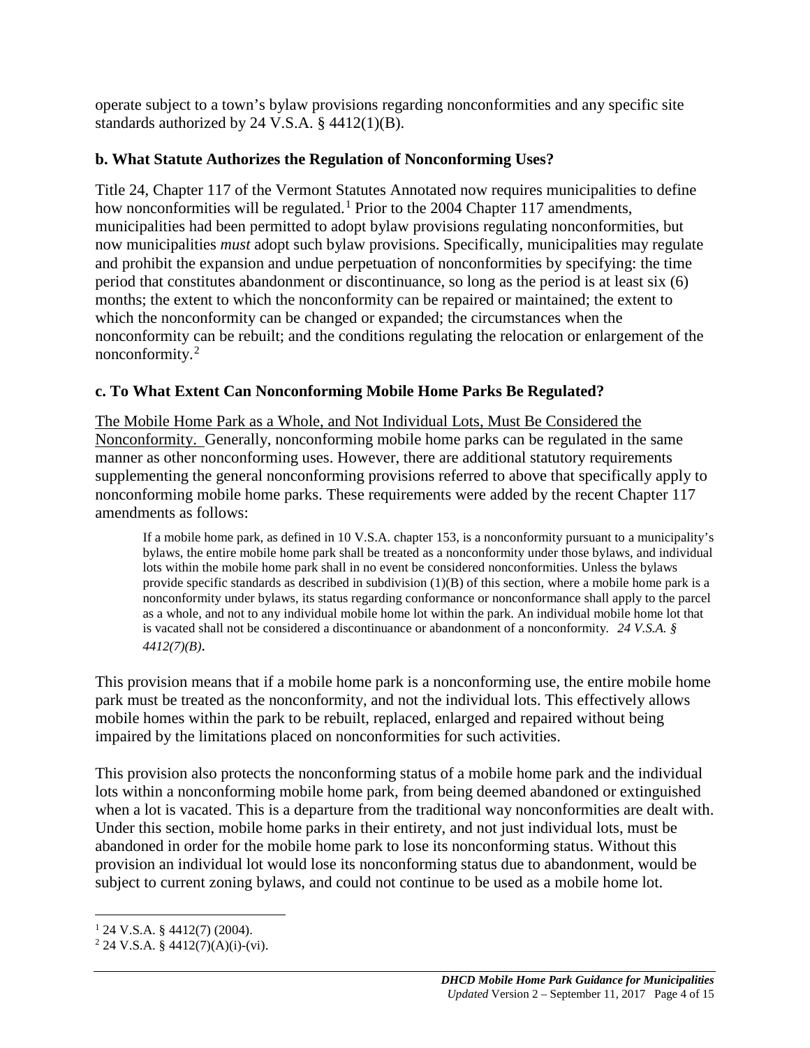operate subject to a town's bylaw provisions regarding nonconformities and any specific site standards authorized by 24 V.S.A. § 4412(1)(B).

### b. What Statute Authorizes the Regulation of Nonconforming Uses?

Title 24, Chapter 117 of the Vermont Statutes Annotated now requires municipalities to define how nonconformities will be regulated.[1] Prior to the 2004 Chapter 117 amendments, municipalities had been permitted to adopt bylaw provisions regulating nonconformities, but now municipalities *must* adopt such bylaw provisions. Specifically, municipalities may regulate and prohibit the expansion and undue perpetuation of nonconformities by specifying: the time period that constitutes abandonment or discontinuance, so long as the period is at least six (6) months; the extent to which the nonconformity can be repaired or maintained; the extent to which the nonconformity can be changed or expanded; the circumstances when the nonconformity can be rebuilt; and the conditions regulating the relocation or enlargement of the nonconformity.[2]

### c. To What Extent Can Nonconforming Mobile Home Parks Be Regulated?

<u>The Mobile Home Park as a Whole, and Not Individual Lots, Must Be Considered the Nonconformity.</u> Generally, nonconforming mobile home parks can be regulated in the same manner as other nonconforming uses. However, there are additional statutory requirements supplementing the general nonconforming provisions referred to above that specifically apply to nonconforming mobile home parks. These requirements were added by the recent Chapter 117 amendments as follows:

> If a mobile home park, as defined in 10 V.S.A. chapter 153, is a nonconformity pursuant to a municipality's bylaws, the entire mobile home park shall be treated as a nonconformity under those bylaws, and individual lots within the mobile home park shall in no event be considered nonconformities. Unless the bylaws provide specific standards as described in subdivision (1)(B) of this section, where a mobile home park is a nonconformity under bylaws, its status regarding conformance or nonconformance shall apply to the parcel as a whole, and not to any individual mobile home lot within the park. An individual mobile home lot that is vacated shall not be considered a discontinuance or abandonment of a nonconformity. *24 V.S.A. § 4412(7)(B)*.

This provision means that if a mobile home park is a nonconforming use, the entire mobile home park must be treated as the nonconformity, and not the individual lots. This effectively allows mobile homes within the park to be rebuilt, replaced, enlarged and repaired without being impaired by the limitations placed on nonconformities for such activities.

This provision also protects the nonconforming status of a mobile home park and the individual lots within a nonconforming mobile home park, from being deemed abandoned or extinguished when a lot is vacated. This is a departure from the traditional way nonconformities are dealt with. Under this section, mobile home parks in their entirety, and not just individual lots, must be abandoned in order for the mobile home park to lose its nonconforming status. Without this provision an individual lot would lose its nonconforming status due to abandonment, would be subject to current zoning bylaws, and could not continue to be used as a mobile home lot.

---

[1] 24 V.S.A. § 4412(7) (2004).

[2] 24 V.S.A. § 4412(7)(A)(i)-(vi).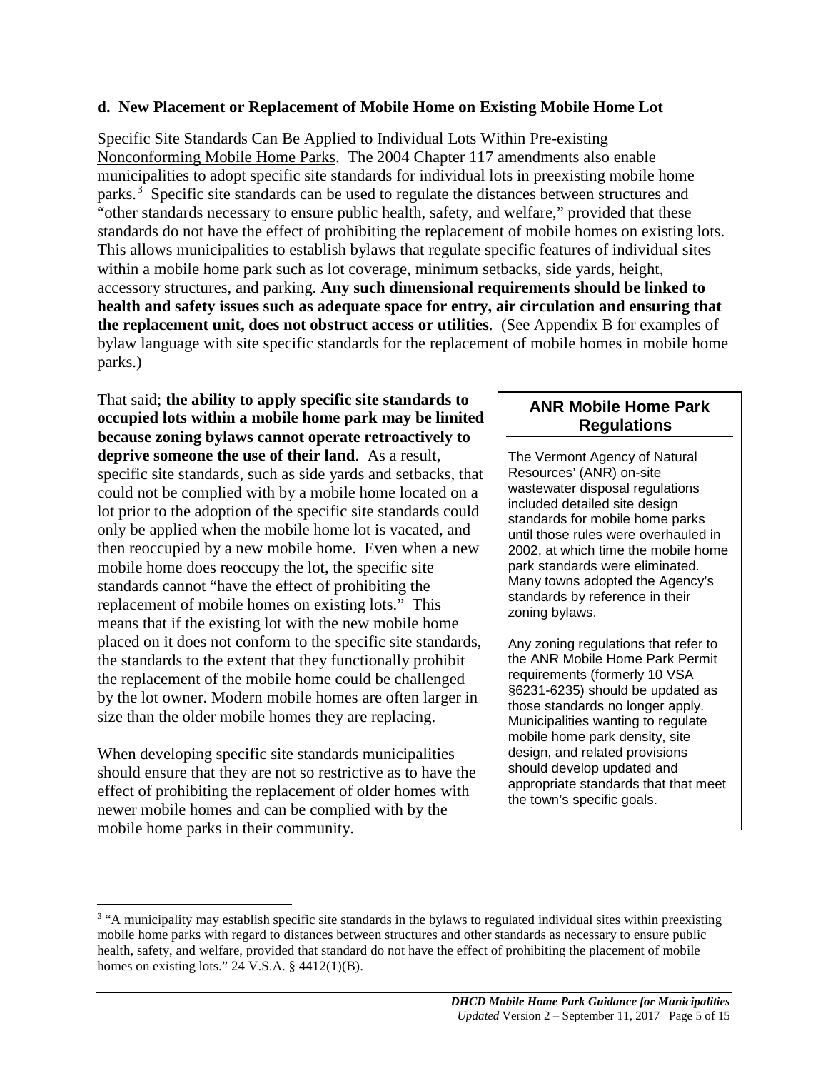### d. New Placement or Replacement of Mobile Home on Existing Mobile Home Lot

Specific Site Standards Can Be Applied to Individual Lots Within Pre-existing Nonconforming Mobile Home Parks. The 2004 Chapter 117 amendments also enable municipalities to adopt specific site standards for individual lots in preexisting mobile home parks.[3] Specific site standards can be used to regulate the distances between structures and "other standards necessary to ensure public health, safety, and welfare," provided that these standards do not have the effect of prohibiting the replacement of mobile homes on existing lots. This allows municipalities to establish bylaws that regulate specific features of individual sites within a mobile home park such as lot coverage, minimum setbacks, side yards, height, accessory structures, and parking. **Any such dimensional requirements should be linked to health and safety issues such as adequate space for entry, air circulation and ensuring that the replacement unit, does not obstruct access or utilities**. (See Appendix B for examples of bylaw language with site specific standards for the replacement of mobile homes in mobile home parks.)

That said; **the ability to apply specific site standards to occupied lots within a mobile home park may be limited because zoning bylaws cannot operate retroactively to deprive someone the use of their land**. As a result, specific site standards, such as side yards and setbacks, that could not be complied with by a mobile home located on a lot prior to the adoption of the specific site standards could only be applied when the mobile home lot is vacated, and then reoccupied by a new mobile home. Even when a new mobile home does reoccupy the lot, the specific site standards cannot "have the effect of prohibiting the replacement of mobile homes on existing lots." This means that if the existing lot with the new mobile home placed on it does not conform to the specific site standards, the standards to the extent that they functionally prohibit the replacement of the mobile home could be challenged by the lot owner. Modern mobile homes are often larger in size than the older mobile homes they are replacing.

When developing specific site standards municipalities should ensure that they are not so restrictive as to have the effect of prohibiting the replacement of older homes with newer mobile homes and can be complied with by the mobile home parks in their community.

> **ANR Mobile Home Park Regulations**
>
> The Vermont Agency of Natural Resources' (ANR) on-site wastewater disposal regulations included detailed site design standards for mobile home parks until those rules were overhauled in 2002, at which time the mobile home park standards were eliminated. Many towns adopted the Agency's standards by reference in their zoning bylaws.
>
> Any zoning regulations that refer to the ANR Mobile Home Park Permit requirements (formerly 10 VSA §6231-6235) should be updated as those standards no longer apply. Municipalities wanting to regulate mobile home park density, site design, and related provisions should develop updated and appropriate standards that that meet the town's specific goals.

---

[3] "A municipality may establish specific site standards in the bylaws to regulated individual sites within preexisting mobile home parks with regard to distances between structures and other standards as necessary to ensure public health, safety, and welfare, provided that standard do not have the effect of prohibiting the placement of mobile homes on existing lots." 24 V.S.A. § 4412(1)(B).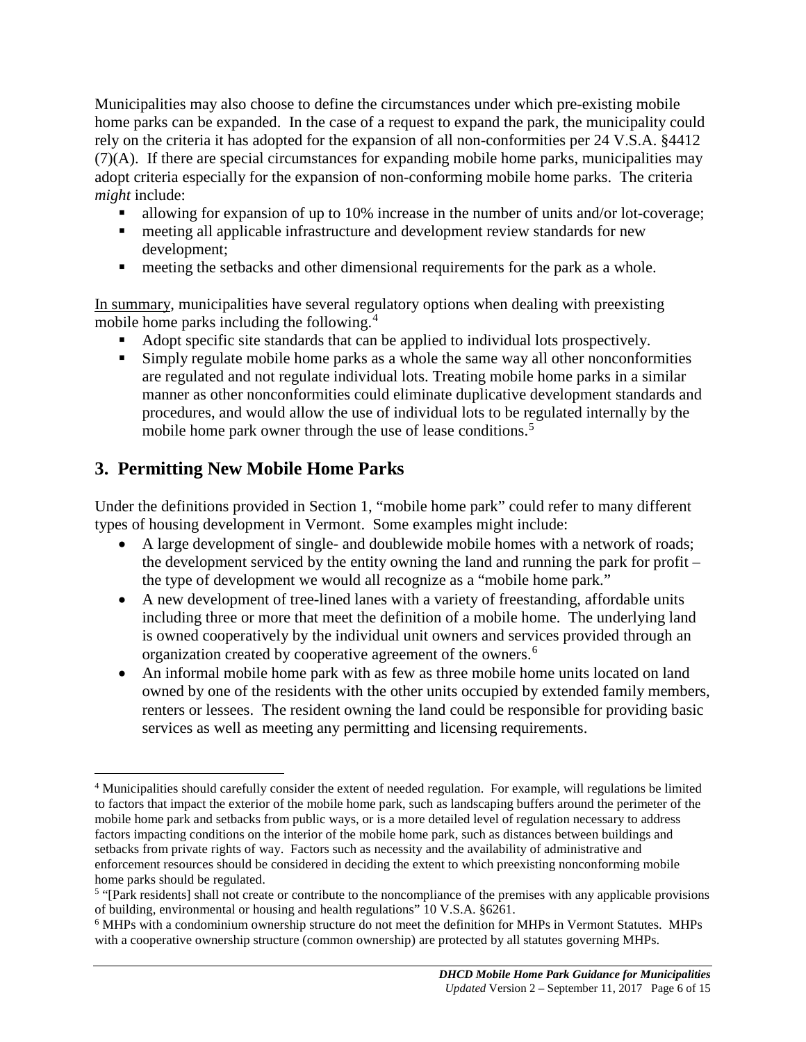Municipalities may also choose to define the circumstances under which pre-existing mobile home parks can be expanded. In the case of a request to expand the park, the municipality could rely on the criteria it has adopted for the expansion of all non-conformities per 24 V.S.A. §4412 (7)(A). If there are special circumstances for expanding mobile home parks, municipalities may adopt criteria especially for the expansion of non-conforming mobile home parks. The criteria *might* include:

- allowing for expansion of up to 10% increase in the number of units and/or lot-coverage;
- meeting all applicable infrastructure and development review standards for new development;
- meeting the setbacks and other dimensional requirements for the park as a whole.

<u>In summary</u>, municipalities have several regulatory options when dealing with preexisting mobile home parks including the following.[4]

- Adopt specific site standards that can be applied to individual lots prospectively.
- Simply regulate mobile home parks as a whole the same way all other nonconformities are regulated and not regulate individual lots. Treating mobile home parks in a similar manner as other nonconformities could eliminate duplicative development standards and procedures, and would allow the use of individual lots to be regulated internally by the mobile home park owner through the use of lease conditions.[5]

## 3. Permitting New Mobile Home Parks

Under the definitions provided in Section 1, "mobile home park" could refer to many different types of housing development in Vermont. Some examples might include:

- A large development of single- and doublewide mobile homes with a network of roads; the development serviced by the entity owning the land and running the park for profit – the type of development we would all recognize as a "mobile home park."
- A new development of tree-lined lanes with a variety of freestanding, affordable units including three or more that meet the definition of a mobile home. The underlying land is owned cooperatively by the individual unit owners and services provided through an organization created by cooperative agreement of the owners.[6]
- An informal mobile home park with as few as three mobile home units located on land owned by one of the residents with the other units occupied by extended family members, renters or lessees. The resident owning the land could be responsible for providing basic services as well as meeting any permitting and licensing requirements.

---

[4] Municipalities should carefully consider the extent of needed regulation. For example, will regulations be limited to factors that impact the exterior of the mobile home park, such as landscaping buffers around the perimeter of the mobile home park and setbacks from public ways, or is a more detailed level of regulation necessary to address factors impacting conditions on the interior of the mobile home park, such as distances between buildings and setbacks from private rights of way. Factors such as necessity and the availability of administrative and enforcement resources should be considered in deciding the extent to which preexisting nonconforming mobile home parks should be regulated.

[5] "[Park residents] shall not create or contribute to the noncompliance of the premises with any applicable provisions of building, environmental or housing and health regulations" 10 V.S.A. §6261.

[6] MHPs with a condominium ownership structure do not meet the definition for MHPs in Vermont Statutes. MHPs with a cooperative ownership structure (common ownership) are protected by all statutes governing MHPs.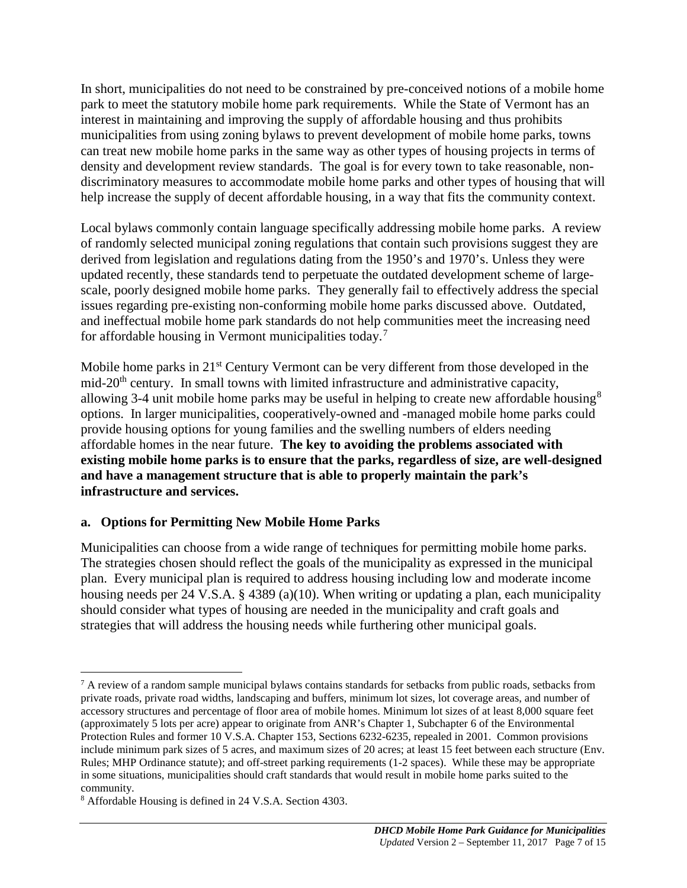In short, municipalities do not need to be constrained by pre-conceived notions of a mobile home park to meet the statutory mobile home park requirements. While the State of Vermont has an interest in maintaining and improving the supply of affordable housing and thus prohibits municipalities from using zoning bylaws to prevent development of mobile home parks, towns can treat new mobile home parks in the same way as other types of housing projects in terms of density and development review standards. The goal is for every town to take reasonable, non-discriminatory measures to accommodate mobile home parks and other types of housing that will help increase the supply of decent affordable housing, in a way that fits the community context.

Local bylaws commonly contain language specifically addressing mobile home parks. A review of randomly selected municipal zoning regulations that contain such provisions suggest they are derived from legislation and regulations dating from the 1950's and 1970's. Unless they were updated recently, these standards tend to perpetuate the outdated development scheme of large-scale, poorly designed mobile home parks. They generally fail to effectively address the special issues regarding pre-existing non-conforming mobile home parks discussed above. Outdated, and ineffectual mobile home park standards do not help communities meet the increasing need for affordable housing in Vermont municipalities today.[7]

Mobile home parks in 21st Century Vermont can be very different from those developed in the mid-20th century. In small towns with limited infrastructure and administrative capacity, allowing 3-4 unit mobile home parks may be useful in helping to create new affordable housing[8] options. In larger municipalities, cooperatively-owned and -managed mobile home parks could provide housing options for young families and the swelling numbers of elders needing affordable homes in the near future. **The key to avoiding the problems associated with existing mobile home parks is to ensure that the parks, regardless of size, are well-designed and have a management structure that is able to properly maintain the park's infrastructure and services.**

### a. Options for Permitting New Mobile Home Parks

Municipalities can choose from a wide range of techniques for permitting mobile home parks. The strategies chosen should reflect the goals of the municipality as expressed in the municipal plan. Every municipal plan is required to address housing including low and moderate income housing needs per 24 V.S.A. § 4389 (a)(10). When writing or updating a plan, each municipality should consider what types of housing are needed in the municipality and craft goals and strategies that will address the housing needs while furthering other municipal goals.

---

[7] A review of a random sample municipal bylaws contains standards for setbacks from public roads, setbacks from private roads, private road widths, landscaping and buffers, minimum lot sizes, lot coverage areas, and number of accessory structures and percentage of floor area of mobile homes. Minimum lot sizes of at least 8,000 square feet (approximately 5 lots per acre) appear to originate from ANR's Chapter 1, Subchapter 6 of the Environmental Protection Rules and former 10 V.S.A. Chapter 153, Sections 6232-6235, repealed in 2001. Common provisions include minimum park sizes of 5 acres, and maximum sizes of 20 acres; at least 15 feet between each structure (Env. Rules; MHP Ordinance statute); and off-street parking requirements (1-2 spaces). While these may be appropriate in some situations, municipalities should craft standards that would result in mobile home parks suited to the community.

[8] Affordable Housing is defined in 24 V.S.A. Section 4303.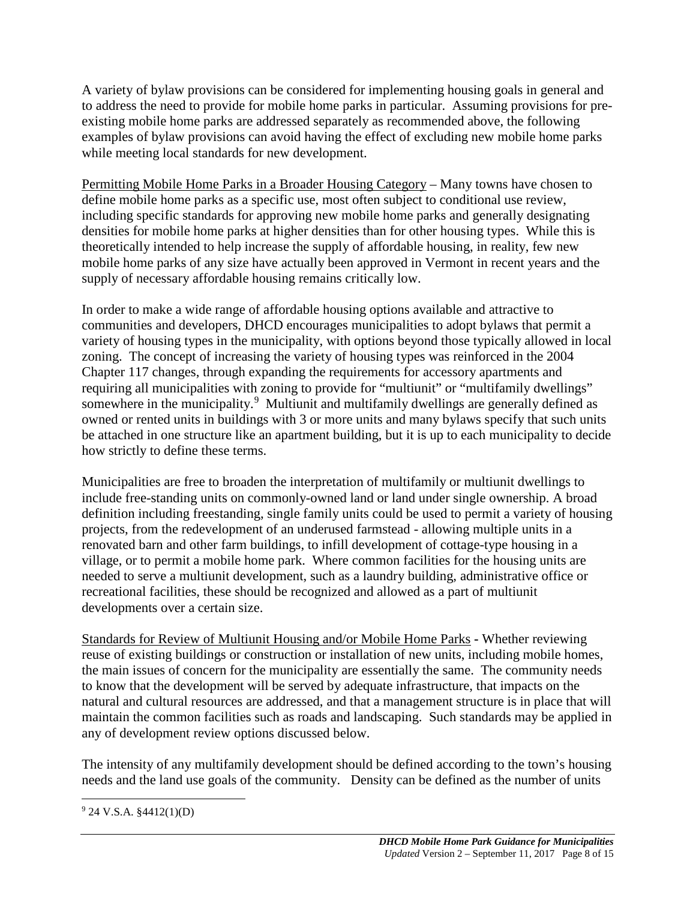A variety of bylaw provisions can be considered for implementing housing goals in general and to address the need to provide for mobile home parks in particular. Assuming provisions for pre-existing mobile home parks are addressed separately as recommended above, the following examples of bylaw provisions can avoid having the effect of excluding new mobile home parks while meeting local standards for new development.

<u>Permitting Mobile Home Parks in a Broader Housing Category</u> – Many towns have chosen to define mobile home parks as a specific use, most often subject to conditional use review, including specific standards for approving new mobile home parks and generally designating densities for mobile home parks at higher densities than for other housing types. While this is theoretically intended to help increase the supply of affordable housing, in reality, few new mobile home parks of any size have actually been approved in Vermont in recent years and the supply of necessary affordable housing remains critically low.

In order to make a wide range of affordable housing options available and attractive to communities and developers, DHCD encourages municipalities to adopt bylaws that permit a variety of housing types in the municipality, with options beyond those typically allowed in local zoning. The concept of increasing the variety of housing types was reinforced in the 2004 Chapter 117 changes, through expanding the requirements for accessory apartments and requiring all municipalities with zoning to provide for "multiunit" or "multifamily dwellings" somewhere in the municipality.[9] Multiunit and multifamily dwellings are generally defined as owned or rented units in buildings with 3 or more units and many bylaws specify that such units be attached in one structure like an apartment building, but it is up to each municipality to decide how strictly to define these terms.

Municipalities are free to broaden the interpretation of multifamily or multiunit dwellings to include free-standing units on commonly-owned land or land under single ownership. A broad definition including freestanding, single family units could be used to permit a variety of housing projects, from the redevelopment of an underused farmstead - allowing multiple units in a renovated barn and other farm buildings, to infill development of cottage-type housing in a village, or to permit a mobile home park. Where common facilities for the housing units are needed to serve a multiunit development, such as a laundry building, administrative office or recreational facilities, these should be recognized and allowed as a part of multiunit developments over a certain size.

<u>Standards for Review of Multiunit Housing and/or Mobile Home Parks</u> - Whether reviewing reuse of existing buildings or construction or installation of new units, including mobile homes, the main issues of concern for the municipality are essentially the same. The community needs to know that the development will be served by adequate infrastructure, that impacts on the natural and cultural resources are addressed, and that a management structure is in place that will maintain the common facilities such as roads and landscaping. Such standards may be applied in any of development review options discussed below.

The intensity of any multifamily development should be defined according to the town's housing needs and the land use goals of the community. Density can be defined as the number of units

---

[9] 24 V.S.A. §4412(1)(D)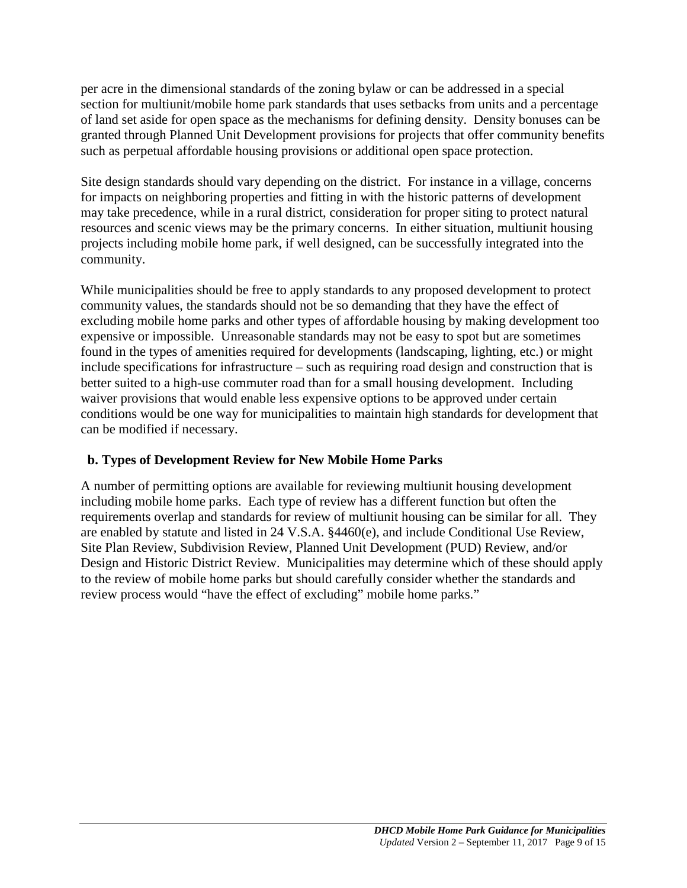per acre in the dimensional standards of the zoning bylaw or can be addressed in a special section for multiunit/mobile home park standards that uses setbacks from units and a percentage of land set aside for open space as the mechanisms for defining density. Density bonuses can be granted through Planned Unit Development provisions for projects that offer community benefits such as perpetual affordable housing provisions or additional open space protection.

Site design standards should vary depending on the district. For instance in a village, concerns for impacts on neighboring properties and fitting in with the historic patterns of development may take precedence, while in a rural district, consideration for proper siting to protect natural resources and scenic views may be the primary concerns. In either situation, multiunit housing projects including mobile home park, if well designed, can be successfully integrated into the community.

While municipalities should be free to apply standards to any proposed development to protect community values, the standards should not be so demanding that they have the effect of excluding mobile home parks and other types of affordable housing by making development too expensive or impossible. Unreasonable standards may not be easy to spot but are sometimes found in the types of amenities required for developments (landscaping, lighting, etc.) or might include specifications for infrastructure – such as requiring road design and construction that is better suited to a high-use commuter road than for a small housing development. Including waiver provisions that would enable less expensive options to be approved under certain conditions would be one way for municipalities to maintain high standards for development that can be modified if necessary.

### b. Types of Development Review for New Mobile Home Parks

A number of permitting options are available for reviewing multiunit housing development including mobile home parks. Each type of review has a different function but often the requirements overlap and standards for review of multiunit housing can be similar for all. They are enabled by statute and listed in 24 V.S.A. §4460(e), and include Conditional Use Review, Site Plan Review, Subdivision Review, Planned Unit Development (PUD) Review, and/or Design and Historic District Review. Municipalities may determine which of these should apply to the review of mobile home parks but should carefully consider whether the standards and review process would "have the effect of excluding" mobile home parks."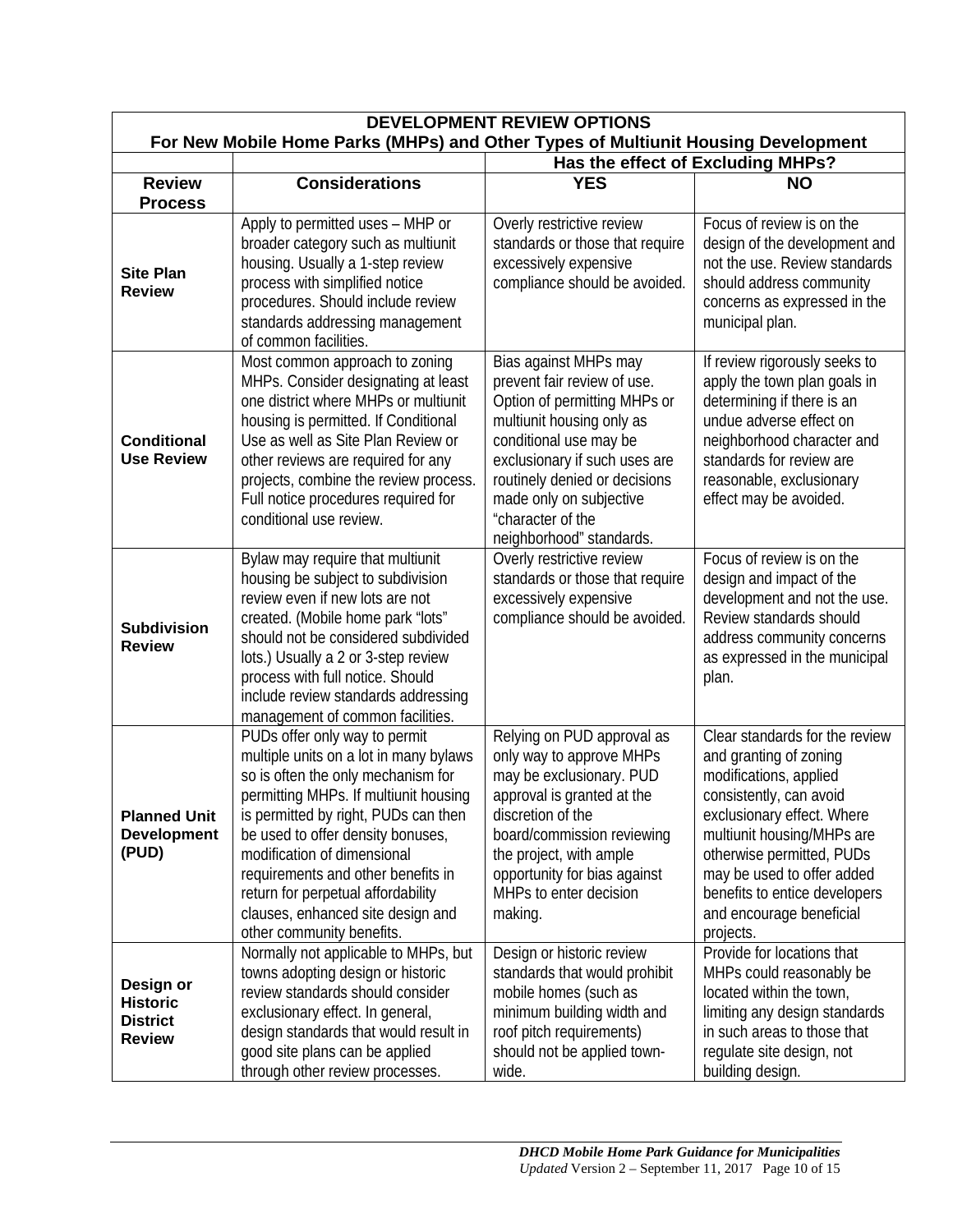| DEVELOPMENT REVIEW OPTIONS For New Mobile Home Parks (MHPs) and Other Types of Multiunit Housing Development | | | |
|---|---|---|---|
| | | Has the effect of Excluding MHPs? | |
| **Review Process** | **Considerations** | **YES** | **NO** |
| **Site Plan Review** | Apply to permitted uses – MHP or broader category such as multiunit housing. Usually a 1-step review process with simplified notice procedures. Should include review standards addressing management of common facilities. | Overly restrictive review standards or those that require excessively expensive compliance should be avoided. | Focus of review is on the design of the development and not the use. Review standards should address community concerns as expressed in the municipal plan. |
| **Conditional Use Review** | Most common approach to zoning MHPs. Consider designating at least one district where MHPs or multiunit housing is permitted. If Conditional Use as well as Site Plan Review or other reviews are required for any projects, combine the review process. Full notice procedures required for conditional use review. | Bias against MHPs may prevent fair review of use. Option of permitting MHPs or multiunit housing only as conditional use may be exclusionary if such uses are routinely denied or decisions made only on subjective "character of the neighborhood" standards. | If review rigorously seeks to apply the town plan goals in determining if there is an undue adverse effect on neighborhood character and standards for review are reasonable, exclusionary effect may be avoided. |
| **Subdivision Review** | Bylaw may require that multiunit housing be subject to subdivision review even if new lots are not created. (Mobile home park "lots" should not be considered subdivided lots.) Usually a 2 or 3-step review process with full notice. Should include review standards addressing management of common facilities. | Overly restrictive review standards or those that require excessively expensive compliance should be avoided. | Focus of review is on the design and impact of the development and not the use. Review standards should address community concerns as expressed in the municipal plan. |
| **Planned Unit Development (PUD)** | PUDs offer only way to permit multiple units on a lot in many bylaws so is often the only mechanism for permitting MHPs. If multiunit housing is permitted by right, PUDs can then be used to offer density bonuses, modification of dimensional requirements and other benefits in return for perpetual affordability clauses, enhanced site design and other community benefits. | Relying on PUD approval as only way to approve MHPs may be exclusionary. PUD approval is granted at the discretion of the board/commission reviewing the project, with ample opportunity for bias against MHPs to enter decision making. | Clear standards for the review and granting of zoning modifications, applied consistently, can avoid exclusionary effect. Where multiunit housing/MHPs are otherwise permitted, PUDs may be used to offer added benefits to entice developers and encourage beneficial projects. |
| **Design or Historic District Review** | Normally not applicable to MHPs, but towns adopting design or historic review standards should consider exclusionary effect. In general, design standards that would result in good site plans can be applied through other review processes. | Design or historic review standards that would prohibit mobile homes (such as minimum building width and roof pitch requirements) should not be applied town-wide. | Provide for locations that MHPs could reasonably be located within the town, limiting any design standards in such areas to those that regulate site design, not building design. |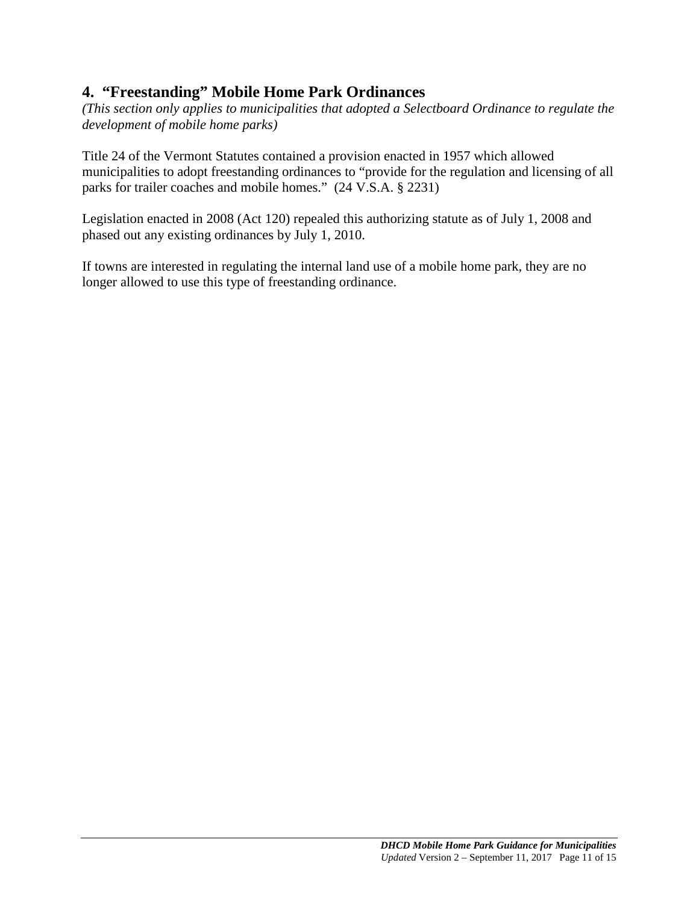## 4. "Freestanding" Mobile Home Park Ordinances

*(This section only applies to municipalities that adopted a Selectboard Ordinance to regulate the development of mobile home parks)*

Title 24 of the Vermont Statutes contained a provision enacted in 1957 which allowed municipalities to adopt freestanding ordinances to "provide for the regulation and licensing of all parks for trailer coaches and mobile homes." (24 V.S.A. § 2231)

Legislation enacted in 2008 (Act 120) repealed this authorizing statute as of July 1, 2008 and phased out any existing ordinances by July 1, 2010.

If towns are interested in regulating the internal land use of a mobile home park, they are no longer allowed to use this type of freestanding ordinance.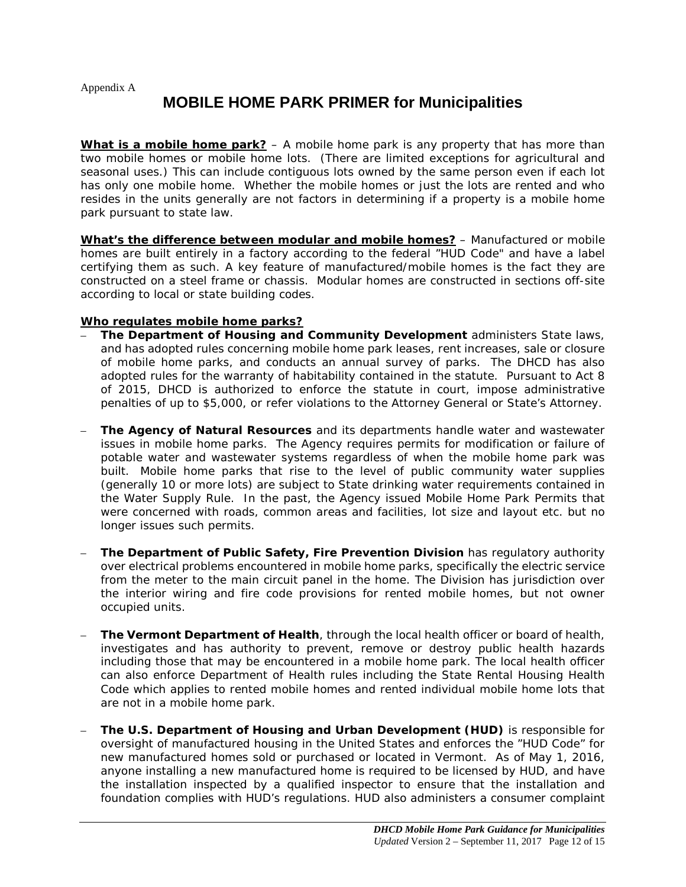Appendix A

# MOBILE HOME PARK PRIMER for Municipalities

**What is a mobile home park?** – A mobile home park is any property that has more than two mobile homes or mobile home lots. (There are limited exceptions for agricultural and seasonal uses.) This can include contiguous lots owned by the same person even if each lot has only one mobile home. Whether the mobile homes or just the lots are rented and who resides in the units generally are not factors in determining if a property is a mobile home park pursuant to state law.

**What's the difference between modular and mobile homes?** – Manufactured or mobile homes are built entirely in a factory according to the federal "HUD Code" and have a label certifying them as such. A key feature of manufactured/mobile homes is the fact they are constructed on a steel frame or chassis. Modular homes are constructed in sections off-site according to local or state building codes.

**Who regulates mobile home parks?**

- **The Department of Housing and Community Development** administers State laws, and has adopted rules concerning mobile home park leases, rent increases, sale or closure of mobile home parks, and conducts an annual survey of parks. The DHCD has also adopted rules for the warranty of habitability contained in the statute. Pursuant to Act 8 of 2015, DHCD is authorized to enforce the statute in court, impose administrative penalties of up to $5,000, or refer violations to the Attorney General or State's Attorney.

- **The Agency of Natural Resources** and its departments handle water and wastewater issues in mobile home parks. The Agency requires permits for modification or failure of potable water and wastewater systems regardless of when the mobile home park was built. Mobile home parks that rise to the level of public community water supplies (generally 10 or more lots) are subject to State drinking water requirements contained in the Water Supply Rule. In the past, the Agency issued Mobile Home Park Permits that were concerned with roads, common areas and facilities, lot size and layout etc. but no longer issues such permits.

- **The Department of Public Safety, Fire Prevention Division** has regulatory authority over electrical problems encountered in mobile home parks, specifically the electric service from the meter to the main circuit panel in the home. The Division has jurisdiction over the interior wiring and fire code provisions for rented mobile homes, but not owner occupied units.

- **The Vermont Department of Health**, through the local health officer or board of health, investigates and has authority to prevent, remove or destroy public health hazards including those that may be encountered in a mobile home park. The local health officer can also enforce Department of Health rules including the State Rental Housing Health Code which applies to rented mobile homes and rented individual mobile home lots that are not in a mobile home park.

- **The U.S. Department of Housing and Urban Development (HUD)** is responsible for oversight of manufactured housing in the United States and enforces the "HUD Code" for new manufactured homes sold or purchased or located in Vermont. As of May 1, 2016, anyone installing a new manufactured home is required to be licensed by HUD, and have the installation inspected by a qualified inspector to ensure that the installation and foundation complies with HUD's regulations. HUD also administers a consumer complaint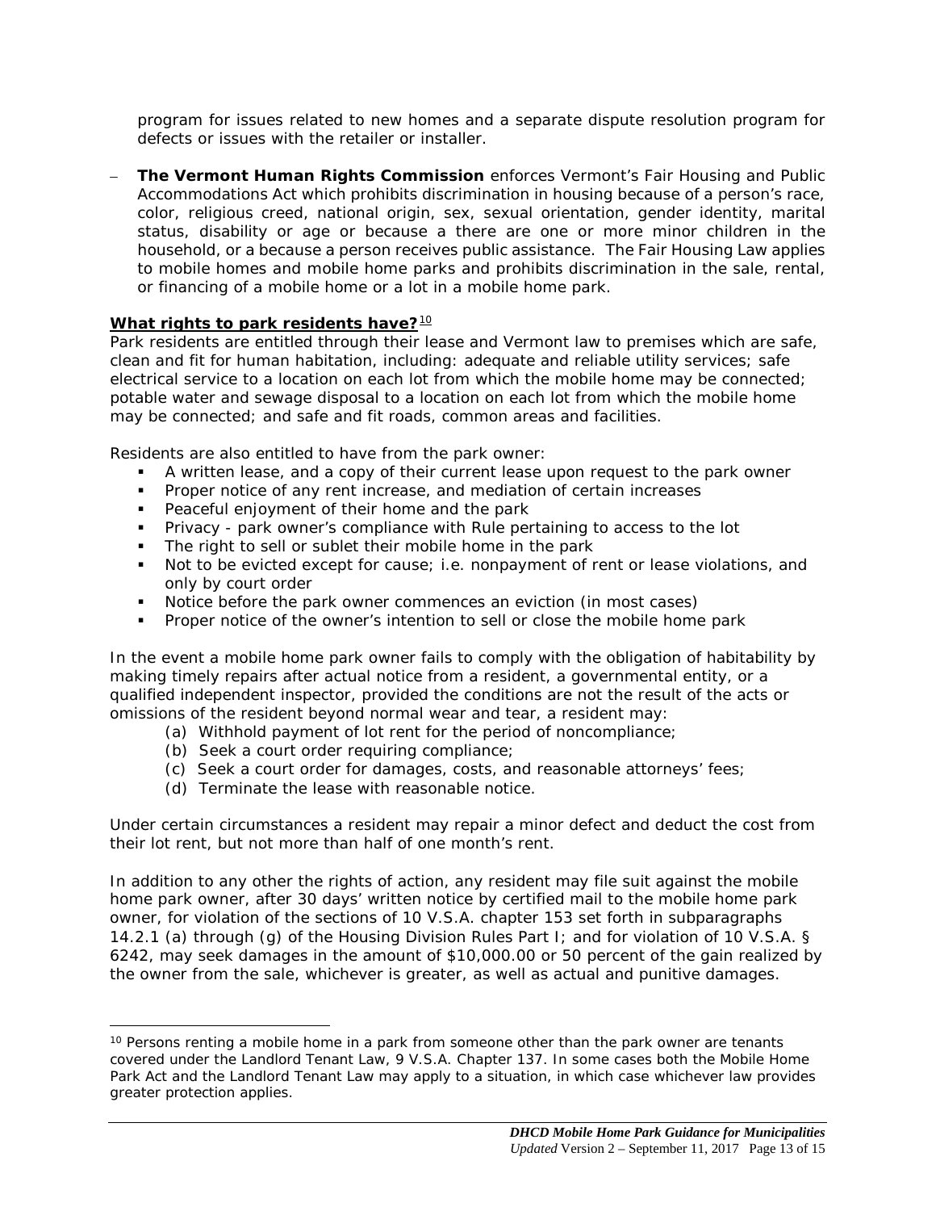program for issues related to new homes and a separate dispute resolution program for defects or issues with the retailer or installer.

- **The Vermont Human Rights Commission** enforces Vermont's Fair Housing and Public Accommodations Act which prohibits discrimination in housing because of a person's race, color, religious creed, national origin, sex, sexual orientation, gender identity, marital status, disability or age or because a there are one or more minor children in the household, or a because a person receives public assistance. The Fair Housing Law applies to mobile homes and mobile home parks and prohibits discrimination in the sale, rental, or financing of a mobile home or a lot in a mobile home park.

**What rights to park residents have?**[10]

Park residents are entitled through their lease and Vermont law to premises which are safe, clean and fit for human habitation, including: adequate and reliable utility services; safe electrical service to a location on each lot from which the mobile home may be connected; potable water and sewage disposal to a location on each lot from which the mobile home may be connected; and safe and fit roads, common areas and facilities.

Residents are also entitled to have from the park owner:

- A written lease, and a copy of their current lease upon request to the park owner
- Proper notice of any rent increase, and mediation of certain increases
- Peaceful enjoyment of their home and the park
- Privacy - park owner's compliance with Rule pertaining to access to the lot
- The right to sell or sublet their mobile home in the park
- Not to be evicted except for cause; i.e. nonpayment of rent or lease violations, and only by court order
- Notice before the park owner commences an eviction (in most cases)
- Proper notice of the owner's intention to sell or close the mobile home park

In the event a mobile home park owner fails to comply with the obligation of habitability by making timely repairs after actual notice from a resident, a governmental entity, or a qualified independent inspector, provided the conditions are not the result of the acts or omissions of the resident beyond normal wear and tear, a resident may:

(a) Withhold payment of lot rent for the period of noncompliance;
(b) Seek a court order requiring compliance;
(c) Seek a court order for damages, costs, and reasonable attorneys' fees;
(d) Terminate the lease with reasonable notice.

Under certain circumstances a resident may repair a minor defect and deduct the cost from their lot rent, but not more than half of one month's rent.

In addition to any other the rights of action, any resident may file suit against the mobile home park owner, after 30 days' written notice by certified mail to the mobile home park owner, for violation of the sections of 10 V.S.A. chapter 153 set forth in subparagraphs 14.2.1 (a) through (g) of the Housing Division Rules Part I; and for violation of 10 V.S.A. § 6242, may seek damages in the amount of $10,000.00 or 50 percent of the gain realized by the owner from the sale, whichever is greater, as well as actual and punitive damages.

---

[10] Persons renting a mobile home in a park from someone other than the park owner are tenants covered under the Landlord Tenant Law, 9 V.S.A. Chapter 137. In some cases both the Mobile Home Park Act and the Landlord Tenant Law may apply to a situation, in which case whichever law provides greater protection applies.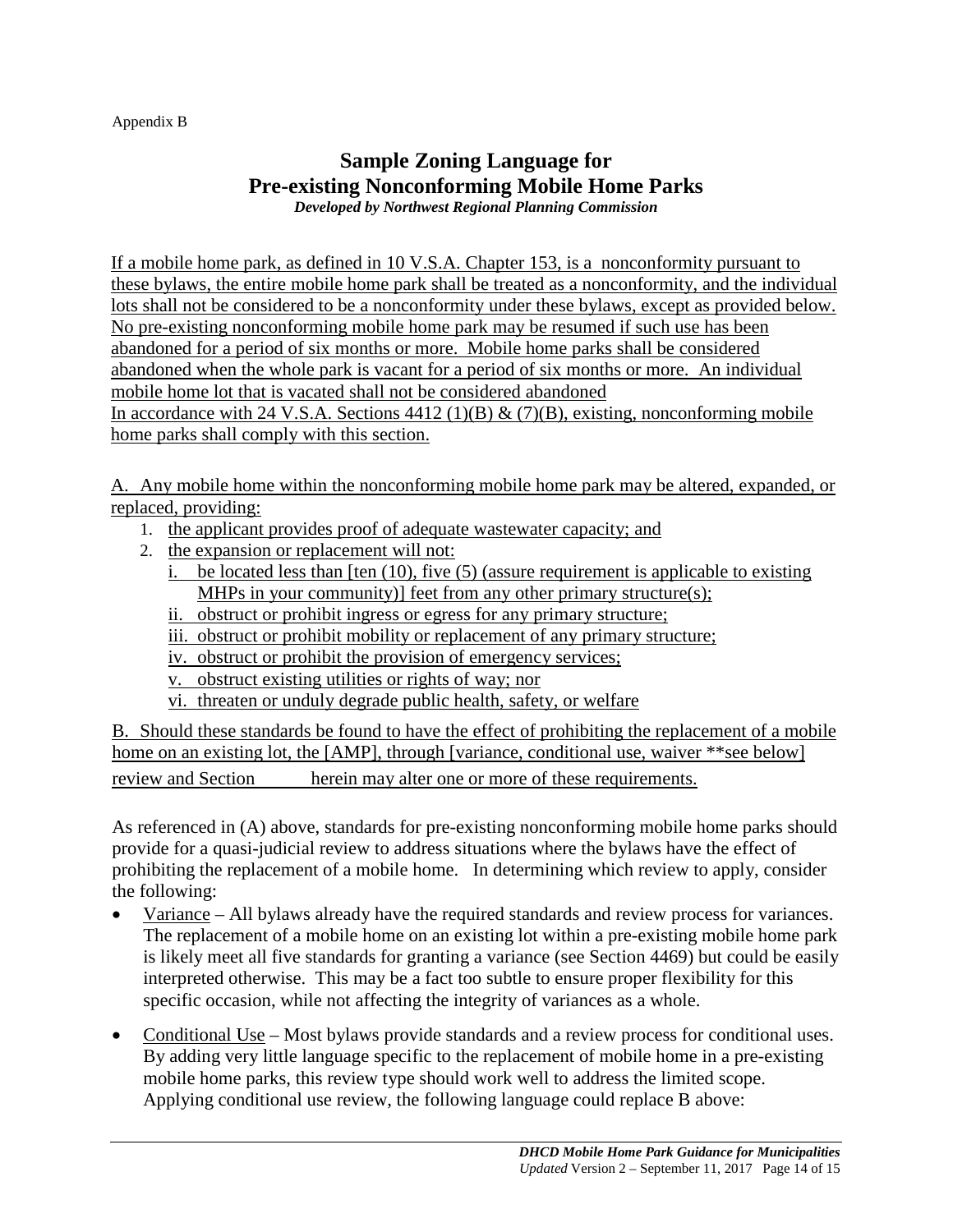Appendix B

# Sample Zoning Language for Pre-existing Nonconforming Mobile Home Parks

***Developed by Northwest Regional Planning Commission***

If a mobile home park, as defined in 10 V.S.A. Chapter 153, is a nonconformity pursuant to these bylaws, the entire mobile home park shall be treated as a nonconformity, and the individual lots shall not be considered to be a nonconformity under these bylaws, except as provided below. No pre-existing nonconforming mobile home park may be resumed if such use has been abandoned for a period of six months or more. Mobile home parks shall be considered abandoned when the whole park is vacant for a period of six months or more. An individual mobile home lot that is vacated shall not be considered abandoned
In accordance with 24 V.S.A. Sections 4412 (1)(B) & (7)(B), existing, nonconforming mobile home parks shall comply with this section.

A. Any mobile home within the nonconforming mobile home park may be altered, expanded, or replaced, providing:

1. the applicant provides proof of adequate wastewater capacity; and
2. the expansion or replacement will not:
   i. be located less than [ten (10), five (5) (assure requirement is applicable to existing MHPs in your community)] feet from any other primary structure(s);
   ii. obstruct or prohibit ingress or egress for any primary structure;
   iii. obstruct or prohibit mobility or replacement of any primary structure;
   iv. obstruct or prohibit the provision of emergency services;
   v. obstruct existing utilities or rights of way; nor
   vi. threaten or unduly degrade public health, safety, or welfare

B. Should these standards be found to have the effect of prohibiting the replacement of a mobile home on an existing lot, the [AMP], through [variance, conditional use, waiver **see below] review and Section ______ herein may alter one or more of these requirements.

As referenced in (A) above, standards for pre-existing nonconforming mobile home parks should provide for a quasi-judicial review to address situations where the bylaws have the effect of prohibiting the replacement of a mobile home. In determining which review to apply, consider the following:

- Variance – All bylaws already have the required standards and review process for variances. The replacement of a mobile home on an existing lot within a pre-existing mobile home park is likely meet all five standards for granting a variance (see Section 4469) but could be easily interpreted otherwise. This may be a fact too subtle to ensure proper flexibility for this specific occasion, while not affecting the integrity of variances as a whole.

- Conditional Use – Most bylaws provide standards and a review process for conditional uses. By adding very little language specific to the replacement of mobile home in a pre-existing mobile home parks, this review type should work well to address the limited scope. Applying conditional use review, the following language could replace B above: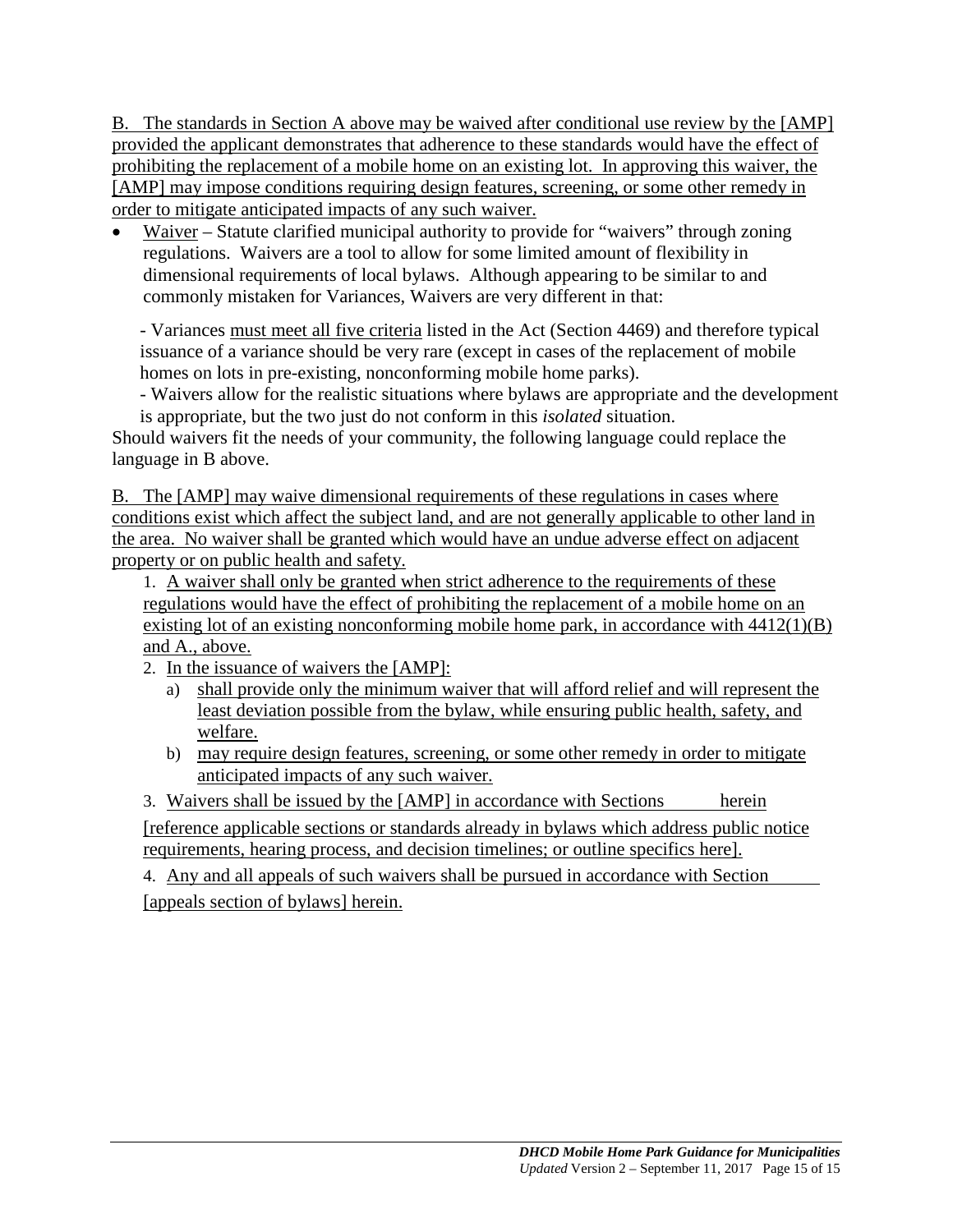B. The standards in Section A above may be waived after conditional use review by the [AMP] provided the applicant demonstrates that adherence to these standards would have the effect of prohibiting the replacement of a mobile home on an existing lot. In approving this waiver, the [AMP] may impose conditions requiring design features, screening, or some other remedy in order to mitigate anticipated impacts of any such waiver.

- Waiver – Statute clarified municipal authority to provide for "waivers" through zoning regulations. Waivers are a tool to allow for some limited amount of flexibility in dimensional requirements of local bylaws. Although appearing to be similar to and commonly mistaken for Variances, Waivers are very different in that:

  - Variances must meet all five criteria listed in the Act (Section 4469) and therefore typical issuance of a variance should be very rare (except in cases of the replacement of mobile homes on lots in pre-existing, nonconforming mobile home parks).
  - Waivers allow for the realistic situations where bylaws are appropriate and the development is appropriate, but the two just do not conform in this *isolated* situation.

Should waivers fit the needs of your community, the following language could replace the language in B above.

B. The [AMP] may waive dimensional requirements of these regulations in cases where conditions exist which affect the subject land, and are not generally applicable to other land in the area. No waiver shall be granted which would have an undue adverse effect on adjacent property or on public health and safety.

1. A waiver shall only be granted when strict adherence to the requirements of these regulations would have the effect of prohibiting the replacement of a mobile home on an existing lot of an existing nonconforming mobile home park, in accordance with 4412(1)(B) and A., above.
2. In the issuance of waivers the [AMP]:
   a) shall provide only the minimum waiver that will afford relief and will represent the least deviation possible from the bylaw, while ensuring public health, safety, and welfare.
   b) may require design features, screening, or some other remedy in order to mitigate anticipated impacts of any such waiver.
3. Waivers shall be issued by the [AMP] in accordance with Sections ______ herein [reference applicable sections or standards already in bylaws which address public notice requirements, hearing process, and decision timelines; or outline specifics here].
4. Any and all appeals of such waivers shall be pursued in accordance with Section ______ [appeals section of bylaws] herein.